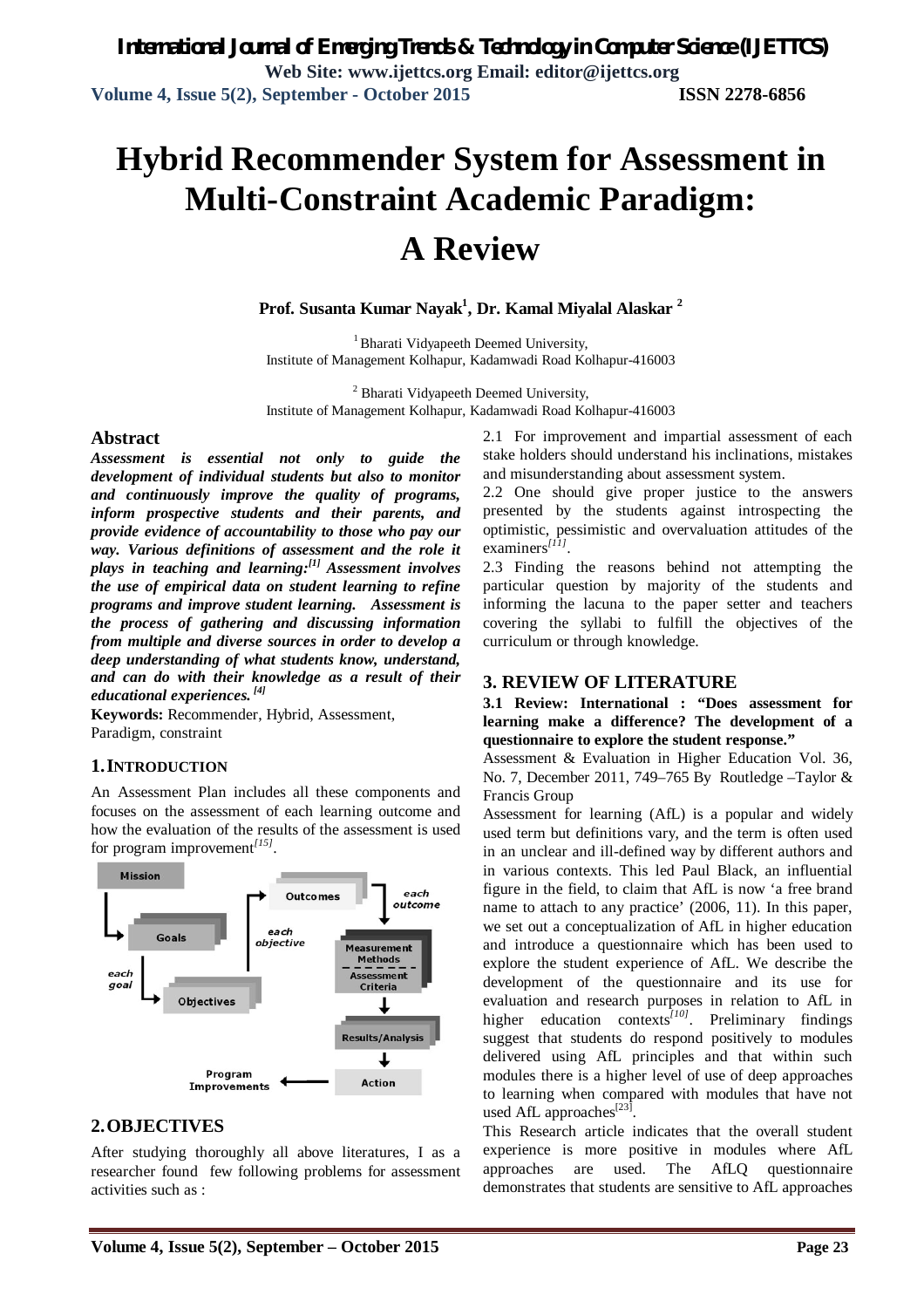# Hybrid Recommender System for Assessment in Multi-Constraint Academic Paradigm: A Review

**Prof. Susanta Kumar Nayak[1], Dr. Kamal Miyalal Alaskar [2]**

[1] Bharati Vidyapeeth Deemed University, Institute of Management Kolhapur, Kadamwadi Road Kolhapur-416003

[2] Bharati Vidyapeeth Deemed University, Institute of Management Kolhapur, Kadamwadi Road Kolhapur-416003

## Abstract

***Assessment is essential not only to guide the development of individual students but also to monitor and continuously improve the quality of programs, inform prospective students and their parents, and provide evidence of accountability to those who pay our way. Various definitions of assessment and the role it plays in teaching and learning:[1] Assessment involves the use of empirical data on student learning to refine programs and improve student learning. Assessment is the process of gathering and discussing information from multiple and diverse sources in order to develop a deep understanding of what students know, understand, and can do with their knowledge as a result of their educational experiences. [4]***

**Keywords:** Recommender, Hybrid, Assessment, Paradigm, constraint

## 1. INTRODUCTION

An Assessment Plan includes all these components and focuses on the assessment of each learning outcome and how the evaluation of the results of the assessment is used for program improvement[15].

## 2. OBJECTIVES

After studying thoroughly all above literatures, I as a researcher found few following problems for assessment activities such as :

2.1 For improvement and impartial assessment of each stake holders should understand his inclinations, mistakes and misunderstanding about assessment system.

2.2 One should give proper justice to the answers presented by the students against introspecting the optimistic, pessimistic and overvaluation attitudes of the examiners[11].

2.3 Finding the reasons behind not attempting the particular question by majority of the students and informing the lacuna to the paper setter and teachers covering the syllabi to fulfill the objectives of the curriculum or through knowledge.

## 3. REVIEW OF LITERATURE

**3.1 Review: International : "Does assessment for learning make a difference? The development of a questionnaire to explore the student response."**

Assessment & Evaluation in Higher Education Vol. 36, No. 7, December 2011, 749–765 By Routledge –Taylor & Francis Group

Assessment for learning (AfL) is a popular and widely used term but definitions vary, and the term is often used in an unclear and ill-defined way by different authors and in various contexts. This led Paul Black, an influential figure in the field, to claim that AfL is now 'a free brand name to attach to any practice' (2006, 11). In this paper, we set out a conceptualization of AfL in higher education and introduce a questionnaire which has been used to explore the student experience of AfL. We describe the development of the questionnaire and its use for evaluation and research purposes in relation to AfL in higher education contexts[10]. Preliminary findings suggest that students do respond positively to modules delivered using AfL principles and that within such modules there is a higher level of use of deep approaches to learning when compared with modules that have not used AfL approaches[23].

This Research article indicates that the overall student experience is more positive in modules where AfL approaches are used. The AfLQ questionnaire demonstrates that students are sensitive to AfL approaches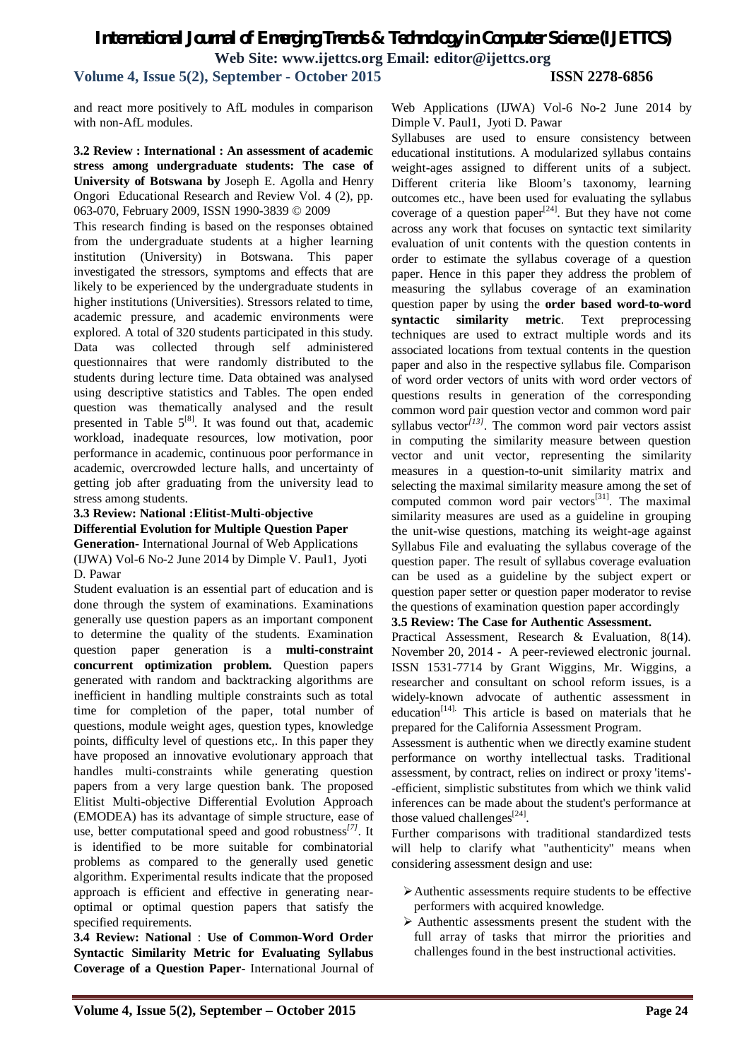and react more positively to AfL modules in comparison with non-AfL modules.

**3.2 Review : International : An assessment of academic stress among undergraduate students: The case of University of Botswana by** Joseph E. Agolla and Henry Ongori Educational Research and Review Vol. 4 (2), pp. 063-070, February 2009, ISSN 1990-3839 © 2009

This research finding is based on the responses obtained from the undergraduate students at a higher learning institution (University) in Botswana. This paper investigated the stressors, symptoms and effects that are likely to be experienced by the undergraduate students in higher institutions (Universities). Stressors related to time, academic pressure, and academic environments were explored. A total of 320 students participated in this study. Data was collected through self administered questionnaires that were randomly distributed to the students during lecture time. Data obtained was analysed using descriptive statistics and Tables. The open ended question was thematically analysed and the result presented in Table 5[8]. It was found out that, academic workload, inadequate resources, low motivation, poor performance in academic, continuous poor performance in academic, overcrowded lecture halls, and uncertainty of getting job after graduating from the university lead to stress among students.

**3.3 Review: National :Elitist-Multi-objective Differential Evolution for Multiple Question Paper Generation-** International Journal of Web Applications (IJWA) Vol-6 No-2 June 2014 by Dimple V. Paul1, Jyoti D. Pawar

Student evaluation is an essential part of education and is done through the system of examinations. Examinations generally use question papers as an important component to determine the quality of the students. Examination question paper generation is a **multi-constraint concurrent optimization problem.** Question papers generated with random and backtracking algorithms are inefficient in handling multiple constraints such as total time for completion of the paper, total number of questions, module weight ages, question types, knowledge points, difficulty level of questions etc,. In this paper they have proposed an innovative evolutionary approach that handles multi-constraints while generating question papers from a very large question bank. The proposed Elitist Multi-objective Differential Evolution Approach (EMODEA) has its advantage of simple structure, ease of use, better computational speed and good robustness*[7]*. It is identified to be more suitable for combinatorial problems as compared to the generally used genetic algorithm. Experimental results indicate that the proposed approach is efficient and effective in generating near-optimal or optimal question papers that satisfy the specified requirements.

**3.4 Review: National** : **Use of Common-Word Order Syntactic Similarity Metric for Evaluating Syllabus Coverage of a Question Paper-** International Journal of Web Applications (IJWA) Vol-6 No-2 June 2014 by Dimple V. Paul1, Jyoti D. Pawar

Syllabuses are used to ensure consistency between educational institutions. A modularized syllabus contains weight-ages assigned to different units of a subject. Different criteria like Bloom's taxonomy, learning outcomes etc., have been used for evaluating the syllabus coverage of a question paper[24]. But they have not come across any work that focuses on syntactic text similarity evaluation of unit contents with the question contents in order to estimate the syllabus coverage of a question paper. Hence in this paper they address the problem of measuring the syllabus coverage of an examination question paper by using the **order based word-to-word syntactic similarity metric**. Text preprocessing techniques are used to extract multiple words and its associated locations from textual contents in the question paper and also in the respective syllabus file. Comparison of word order vectors of units with word order vectors of questions results in generation of the corresponding common word pair question vector and common word pair syllabus vector*[13]*. The common word pair vectors assist in computing the similarity measure between question vector and unit vector, representing the similarity measures in a question-to-unit similarity matrix and selecting the maximal similarity measure among the set of computed common word pair vectors[31]. The maximal similarity measures are used as a guideline in grouping the unit-wise questions, matching its weight-age against Syllabus File and evaluating the syllabus coverage of the question paper. The result of syllabus coverage evaluation can be used as a guideline by the subject expert or question paper setter or question paper moderator to revise the questions of examination question paper accordingly

**3.5 Review: The Case for Authentic Assessment.**

Practical Assessment, Research & Evaluation, 8(14). November 20, 2014 - A peer-reviewed electronic journal. ISSN 1531-7714 by Grant Wiggins, Mr. Wiggins, a researcher and consultant on school reform issues, is a widely-known advocate of authentic assessment in education[14]. This article is based on materials that he prepared for the California Assessment Program.

Assessment is authentic when we directly examine student performance on worthy intellectual tasks. Traditional assessment, by contract, relies on indirect or proxy 'items'--efficient, simplistic substitutes from which we think valid inferences can be made about the student's performance at those valued challenges[24].

Further comparisons with traditional standardized tests will help to clarify what "authenticity" means when considering assessment design and use:

- Authentic assessments require students to be effective performers with acquired knowledge.
- Authentic assessments present the student with the full array of tasks that mirror the priorities and challenges found in the best instructional activities.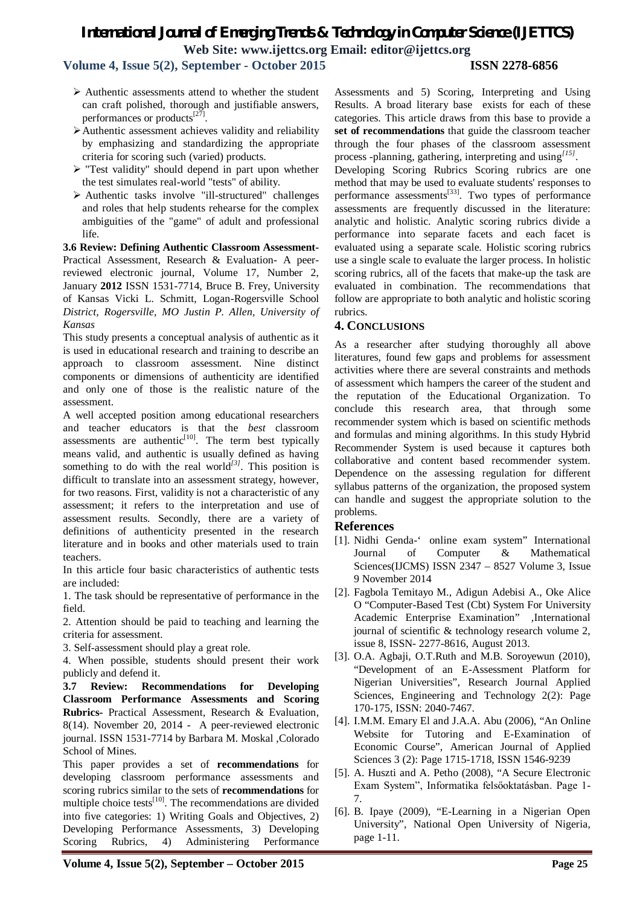- Authentic assessments attend to whether the student can craft polished, thorough and justifiable answers, performances or products[27].
- Authentic assessment achieves validity and reliability by emphasizing and standardizing the appropriate criteria for scoring such (varied) products.
- "Test validity" should depend in part upon whether the test simulates real-world "tests" of ability.
- Authentic tasks involve "ill-structured" challenges and roles that help students rehearse for the complex ambiguities of the "game" of adult and professional life.

**3.6 Review: Defining Authentic Classroom Assessment-** Practical Assessment, Research & Evaluation- A peer-reviewed electronic journal, Volume 17, Number 2, January **2012** ISSN 1531-7714, Bruce B. Frey, University of Kansas Vicki L. Schmitt, Logan-Rogersville School *District, Rogersville, MO Justin P. Allen, University of Kansas*

This study presents a conceptual analysis of authentic as it is used in educational research and training to describe an approach to classroom assessment. Nine distinct components or dimensions of authenticity are identified and only one of those is the realistic nature of the assessment.

A well accepted position among educational researchers and teacher educators is that the *best* classroom assessments are authentic[10]. The term best typically means valid, and authentic is usually defined as having something to do with the real world[3]. This position is difficult to translate into an assessment strategy, however, for two reasons. First, validity is not a characteristic of any assessment; it refers to the interpretation and use of assessment results. Secondly, there are a variety of definitions of authenticity presented in the research literature and in books and other materials used to train teachers.

In this article four basic characteristics of authentic tests are included:

1. The task should be representative of performance in the field.
2. Attention should be paid to teaching and learning the criteria for assessment.
3. Self-assessment should play a great role.
4. When possible, students should present their work publicly and defend it.

**3.7 Review: Recommendations for Developing Classroom Performance Assessments and Scoring Rubrics-** Practical Assessment, Research & Evaluation, 8(14). November 20, 2014 - A peer-reviewed electronic journal. ISSN 1531-7714 by Barbara M. Moskal ,Colorado School of Mines.

This paper provides a set of **recommendations** for developing classroom performance assessments and scoring rubrics similar to the sets of **recommendations** for multiple choice tests[10]. The recommendations are divided into five categories: 1) Writing Goals and Objectives, 2) Developing Performance Assessments, 3) Developing Scoring Rubrics, 4) Administering Performance Assessments and 5) Scoring, Interpreting and Using Results. A broad literary base exists for each of these categories. This article draws from this base to provide a **set of recommendations** that guide the classroom teacher through the four phases of the classroom assessment process -planning, gathering, interpreting and using[15].

Developing Scoring Rubrics Scoring rubrics are one method that may be used to evaluate students' responses to performance assessments[33]. Two types of performance assessments are frequently discussed in the literature: analytic and holistic. Analytic scoring rubrics divide a performance into separate facets and each facet is evaluated using a separate scale. Holistic scoring rubrics use a single scale to evaluate the larger process. In holistic scoring rubrics, all of the facets that make-up the task are evaluated in combination. The recommendations that follow are appropriate to both analytic and holistic scoring rubrics.

## 4. CONCLUSIONS

As a researcher after studying thoroughly all above literatures, found few gaps and problems for assessment activities where there are several constraints and methods of assessment which hampers the career of the student and the reputation of the Educational Organization. To conclude this research area, that through some recommender system which is based on scientific methods and formulas and mining algorithms. In this study Hybrid Recommender System is used because it captures both collaborative and content based recommender system. Dependence on the assessing regulation for different syllabus patterns of the organization, the proposed system can handle and suggest the appropriate solution to the problems.

## References

[1]. Nidhi Genda-' online exam system" International Journal of Computer & Mathematical Sciences(IJCMS) ISSN 2347 – 8527 Volume 3, Issue 9 November 2014

[2]. Fagbola Temitayo M., Adigun Adebisi A., Oke Alice O "Computer-Based Test (Cbt) System For University Academic Enterprise Examination" ,International journal of scientific & technology research volume 2, issue 8, ISSN- 2277-8616, August 2013.

[3]. O.A. Agbaji, O.T.Ruth and M.B. Soroyewun (2010), "Development of an E-Assessment Platform for Nigerian Universities", Research Journal Applied Sciences, Engineering and Technology 2(2): Page 170-175, ISSN: 2040-7467.

[4]. I.M.M. Emary El and J.A.A. Abu (2006), "An Online Website for Tutoring and E-Examination of Economic Course", American Journal of Applied Sciences 3 (2): Page 1715-1718, ISSN 1546-9239

[5]. A. Huszti and A. Petho (2008), "A Secure Electronic Exam System", Informatika felsőoktatásban. Page 1-7.

[6]. B. Ipaye (2009), "E-Learning in a Nigerian Open University", National Open University of Nigeria, page 1-11.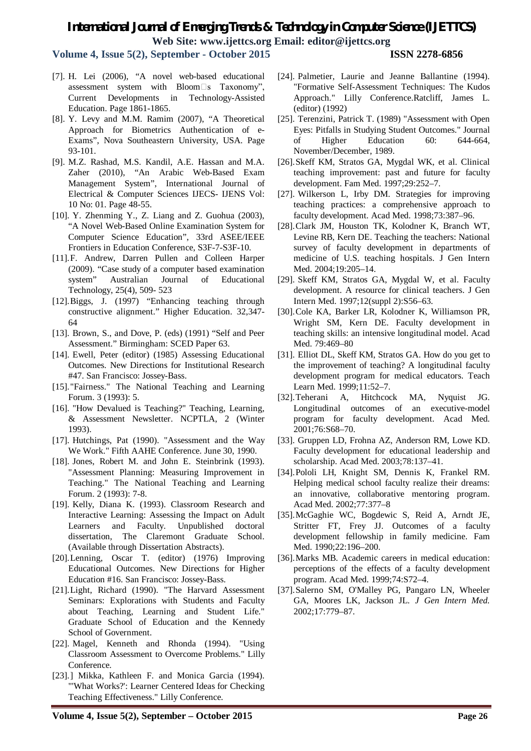[7]. H. Lei (2006), "A novel web-based educational assessment system with Bloom□s Taxonomy", Current Developments in Technology-Assisted Education. Page 1861-1865.

[8]. Y. Levy and M.M. Ramim (2007), "A Theoretical Approach for Biometrics Authentication of e-Exams", Nova Southeastern University, USA. Page 93-101.

[9]. M.Z. Rashad, M.S. Kandil, A.E. Hassan and M.A. Zaher (2010), "An Arabic Web-Based Exam Management System", International Journal of Electrical & Computer Sciences IJECS- IJENS Vol: 10 No: 01. Page 48-55.

[10]. Y. Zhenming Y., Z. Liang and Z. Guohua (2003), "A Novel Web-Based Online Examination System for Computer Science Education", 33rd ASEE/IEEE Frontiers in Education Conference, S3F-7-S3F-10.

[11]. F. Andrew, Darren Pullen and Colleen Harper (2009). "Case study of a computer based examination system" Australian Journal of Educational Technology, 25(4), 509- 523

[12]. Biggs, J. (1997) "Enhancing teaching through constructive alignment." Higher Education. 32,347-64

[13]. Brown, S., and Dove, P. (eds) (1991) "Self and Peer Assessment." Birmingham: SCED Paper 63.

[14]. Ewell, Peter (editor) (1985) Assessing Educational Outcomes. New Directions for Institutional Research #47. San Francisco: Jossey-Bass.

[15]. "Fairness." The National Teaching and Learning Forum. 3 (1993): 5.

[16]. "How Devalued is Teaching?" Teaching, Learning, & Assessment Newsletter. NCPTLA, 2 (Winter 1993).

[17]. Hutchings, Pat (1990). "Assessment and the Way We Work." Fifth AAHE Conference. June 30, 1990.

[18]. Jones, Robert M. and John E. Steinbrink (1993). "Assessment Planning: Measuring Improvement in Teaching." The National Teaching and Learning Forum. 2 (1993): 7-8.

[19]. Kelly, Diana K. (1993). Classroom Research and Interactive Learning: Assessing the Impact on Adult Learners and Faculty. Unpublished doctoral dissertation, The Claremont Graduate School. (Available through Dissertation Abstracts).

[20]. Lenning, Oscar T. (editor) (1976) Improving Educational Outcomes. New Directions for Higher Education #16. San Francisco: Jossey-Bass.

[21]. Light, Richard (1990). "The Harvard Assessment Seminars: Explorations with Students and Faculty about Teaching, Learning and Student Life." Graduate School of Education and the Kennedy School of Government.

[22]. Magel, Kenneth and Rhonda (1994). "Using Classroom Assessment to Overcome Problems." Lilly Conference.

[23].] Mikka, Kathleen F. and Monica Garcia (1994). "'What Works?': Learner Centered Ideas for Checking Teaching Effectiveness." Lilly Conference.

[24]. Palmetier, Laurie and Jeanne Ballantine (1994). "Formative Self-Assessment Techniques: The Kudos Approach." Lilly Conference.Ratcliff, James L. (editor) (1992)

[25]. Terenzini, Patrick T. (1989) "Assessment with Open Eyes: Pitfalls in Studying Student Outcomes." Journal of Higher Education 60: 644-664, November/December, 1989.

[26]. Skeff KM, Stratos GA, Mygdal WK, et al. Clinical teaching improvement: past and future for faculty development. Fam Med. 1997;29:252–7.

[27]. Wilkerson L, Irby DM. Strategies for improving teaching practices: a comprehensive approach to faculty development. Acad Med. 1998;73:387–96.

[28]. Clark JM, Houston TK, Kolodner K, Branch WT, Levine RB, Kern DE. Teaching the teachers: National survey of faculty development in departments of medicine of U.S. teaching hospitals. J Gen Intern Med. 2004;19:205–14.

[29]. Skeff KM, Stratos GA, Mygdal W, et al. Faculty development. A resource for clinical teachers. J Gen Intern Med. 1997;12(suppl 2):S56–63.

[30]. Cole KA, Barker LR, Kolodner K, Williamson PR, Wright SM, Kern DE. Faculty development in teaching skills: an intensive longitudinal model. Acad Med. 79:469–80

[31]. Elliot DL, Skeff KM, Stratos GA. How do you get to the improvement of teaching? A longitudinal faculty development program for medical educators. Teach Learn Med. 1999;11:52–7.

[32]. Teherani A, Hitchcock MA, Nyquist JG. Longitudinal outcomes of an executive-model program for faculty development. Acad Med. 2001;76:S68–70.

[33]. Gruppen LD, Frohna AZ, Anderson RM, Lowe KD. Faculty development for educational leadership and scholarship. Acad Med. 2003;78:137–41.

[34]. Pololi LH, Knight SM, Dennis K, Frankel RM. Helping medical school faculty realize their dreams: an innovative, collaborative mentoring program. Acad Med. 2002;77:377–8

[35]. McGaghie WC, Bogdewic S, Reid A, Arndt JE, Stritter FT, Frey JJ. Outcomes of a faculty development fellowship in family medicine. Fam Med. 1990;22:196–200.

[36]. Marks MB. Academic careers in medical education: perceptions of the effects of a faculty development program. Acad Med. 1999;74:S72–4.

[37]. Salerno SM, O'Malley PG, Pangaro LN, Wheeler GA, Moores LK, Jackson JL. *J Gen Intern Med.* 2002;17:779–87.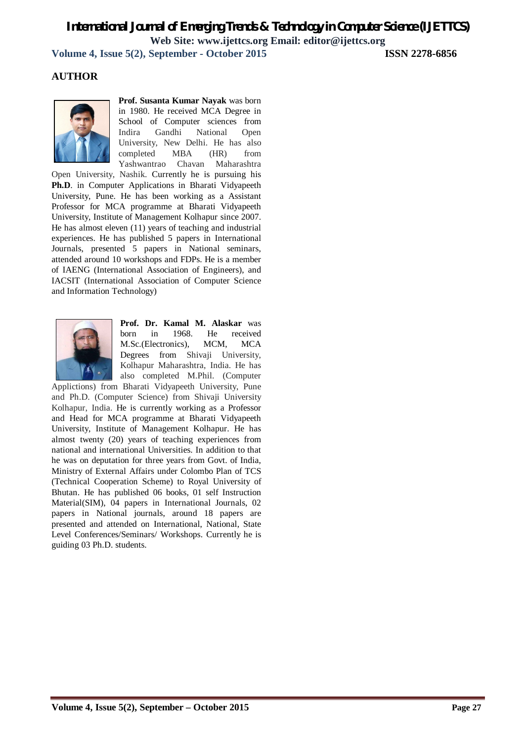## AUTHOR

**Prof. Susanta Kumar Nayak** was born in 1980. He received MCA Degree in School of Computer sciences from Indira Gandhi National Open University, New Delhi. He has also completed MBA (HR) from Yashwantrao Chavan Maharashtra Open University, Nashik. Currently he is pursuing his **Ph.D**. in Computer Applications in Bharati Vidyapeeth University, Pune. He has been working as a Assistant Professor for MCA programme at Bharati Vidyapeeth University, Institute of Management Kolhapur since 2007. He has almost eleven (11) years of teaching and industrial experiences. He has published 5 papers in International Journals, presented 5 papers in National seminars, attended around 10 workshops and FDPs. He is a member of IAENG (International Association of Engineers), and IACSIT (International Association of Computer Science and Information Technology)

**Prof. Dr. Kamal M. Alaskar** was born in 1968. He received M.Sc.(Electronics), MCM, MCA Degrees from Shivaji University, Kolhapur Maharashtra, India. He has also completed M.Phil. (Computer Applictions) from Bharati Vidyapeeth University, Pune and Ph.D. (Computer Science) from Shivaji University Kolhapur, India. He is currently working as a Professor and Head for MCA programme at Bharati Vidyapeeth University, Institute of Management Kolhapur. He has almost twenty (20) years of teaching experiences from national and international Universities. In addition to that he was on deputation for three years from Govt. of India, Ministry of External Affairs under Colombo Plan of TCS (Technical Cooperation Scheme) to Royal University of Bhutan. He has published 06 books, 01 self Instruction Material(SIM), 04 papers in International Journals, 02 papers in National journals, around 18 papers are presented and attended on International, National, State Level Conferences/Seminars/ Workshops. Currently he is guiding 03 Ph.D. students.